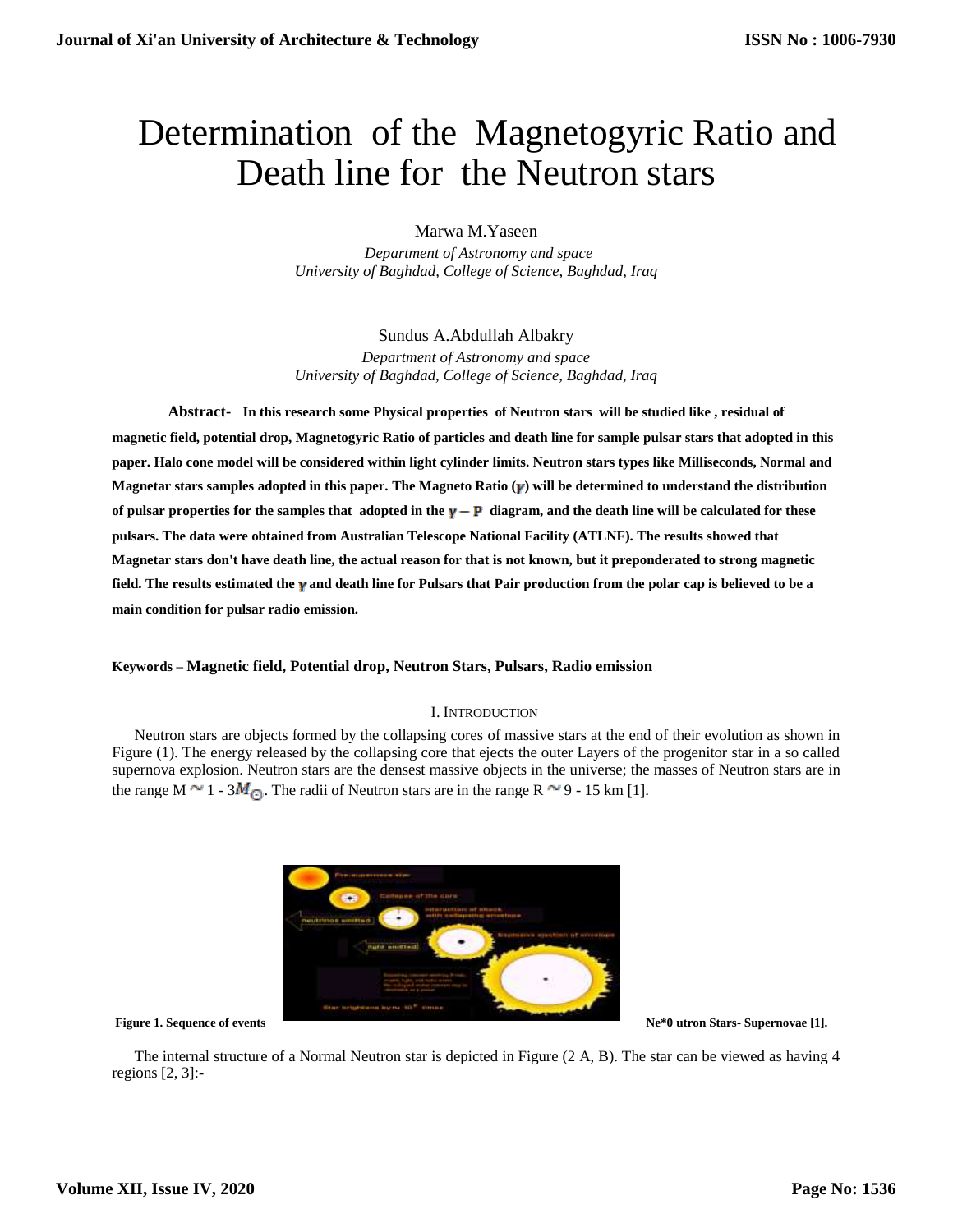# Determination of the Magnetogyric Ratio and Death line for the Neutron stars

Marwa M.Yaseen

*Department of Astronomy and space*
*University of Baghdad, College of Science, Baghdad, Iraq*

Sundus A.Abdullah Albakry

*Department of Astronomy and space*
*University of Baghdad, College of Science, Baghdad, Iraq*

**Abstract- In this research some Physical properties of Neutron stars will be studied like , residual of magnetic field, potential drop, Magnetogyric Ratio of particles and death line for sample pulsar stars that adopted in this paper. Halo cone model will be considered within light cylinder limits. Neutron stars types like Milliseconds, Normal and Magnetar stars samples adopted in this paper. The Magneto Ratio ($\gamma$) will be determined to understand the distribution of pulsar properties for the samples that adopted in the $\gamma - P$ diagram, and the death line will be calculated for these pulsars. The data were obtained from Australian Telescope National Facility (ATLNF). The results showed that Magnetar stars don't have death line, the actual reason for that is not known, but it preponderated to strong magnetic field. The results estimated the $\gamma$ and death line for Pulsars that Pair production from the polar cap is believed to be a main condition for pulsar radio emission.**

**Keywords – Magnetic field, Potential drop, Neutron Stars, Pulsars, Radio emission**

## I. Introduction

Neutron stars are objects formed by the collapsing cores of massive stars at the end of their evolution as shown in Figure (1). The energy released by the collapsing core that ejects the outer Layers of the progenitor star in a so called supernova explosion. Neutron stars are the densest massive objects in the universe; the masses of Neutron stars are in the range M ~ 1 - 3$M_{\odot}$. The radii of Neutron stars are in the range R ~ 9 - 15 km [1].

**Figure 1. Sequence of events Ne*0 utron Stars- Supernovae [1].**

The internal structure of a Normal Neutron star is depicted in Figure (2 A, B). The star can be viewed as having 4 regions [2, 3]:-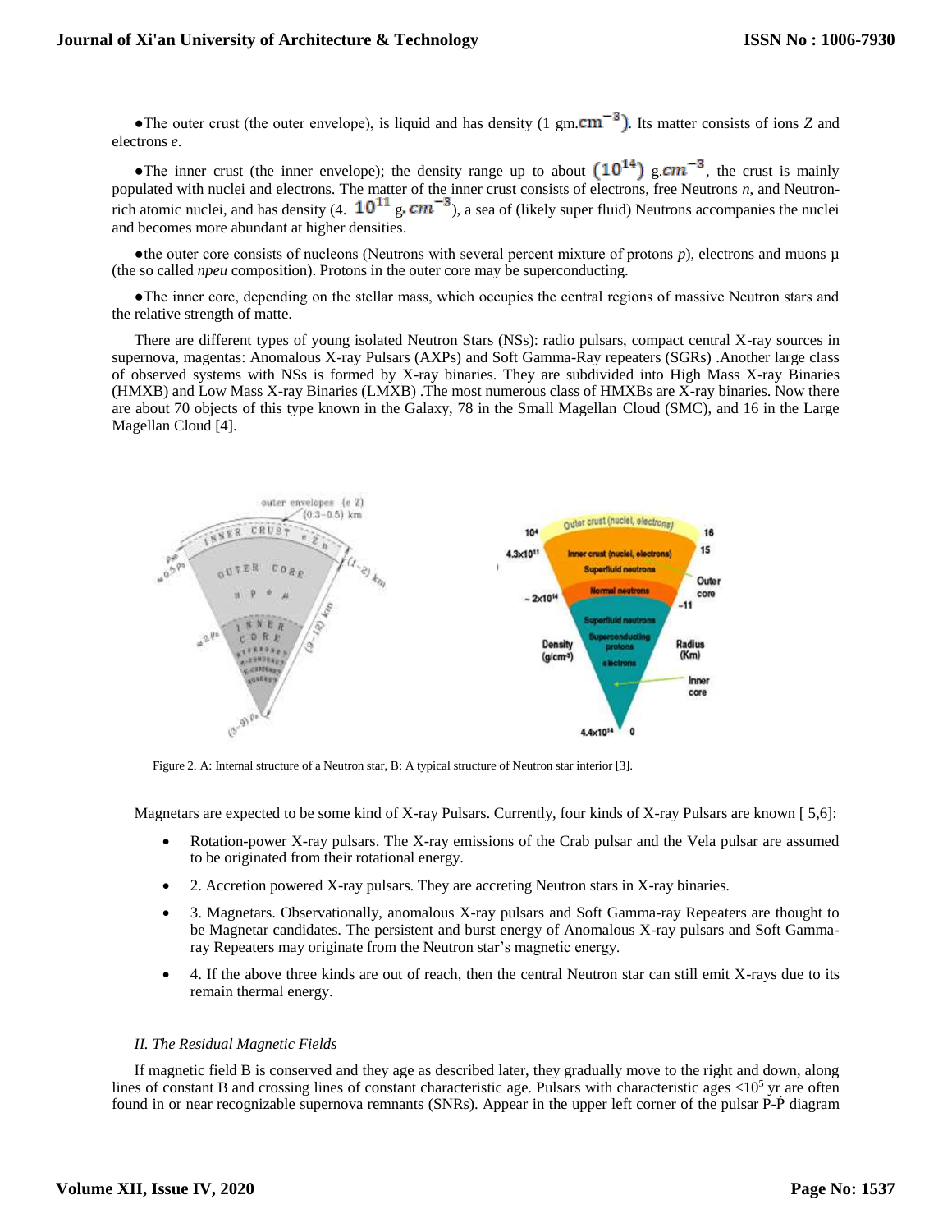●The outer crust (the outer envelope), is liquid and has density (1 gm.$\mathrm{cm}^{-3}$). Its matter consists of ions $Z$ and electrons $e$.

●The inner crust (the inner envelope); the density range up to about $(10^{14})$ g.$cm^{-3}$, the crust is mainly populated with nuclei and electrons. The matter of the inner crust consists of electrons, free Neutrons $n$, and Neutron-rich atomic nuclei, and has density (4. $10^{11}$ g. $cm^{-3}$), a sea of (likely super fluid) Neutrons accompanies the nuclei and becomes more abundant at higher densities.

●the outer core consists of nucleons (Neutrons with several percent mixture of protons $p$), electrons and muons μ (the so called *npeu* composition). Protons in the outer core may be superconducting.

●The inner core, depending on the stellar mass, which occupies the central regions of massive Neutron stars and the relative strength of matte.

There are different types of young isolated Neutron Stars (NSs): radio pulsars, compact central X-ray sources in supernova, magentas: Anomalous X-ray Pulsars (AXPs) and Soft Gamma-Ray repeaters (SGRs) .Another large class of observed systems with NSs is formed by X-ray binaries. They are subdivided into High Mass X-ray Binaries (HMXB) and Low Mass X-ray Binaries (LMXB) .The most numerous class of HMXBs are X-ray binaries. Now there are about 70 objects of this type known in the Galaxy, 78 in the Small Magellan Cloud (SMC), and 16 in the Large Magellan Cloud [4].

Figure 2. A: Internal structure of a Neutron star, B: A typical structure of Neutron star interior [3].

Magnetars are expected to be some kind of X-ray Pulsars. Currently, four kinds of X-ray Pulsars are known [ 5,6]:

- Rotation-power X-ray pulsars. The X-ray emissions of the Crab pulsar and the Vela pulsar are assumed to be originated from their rotational energy.
- 2. Accretion powered X-ray pulsars. They are accreting Neutron stars in X-ray binaries.
- 3. Magnetars. Observationally, anomalous X-ray pulsars and Soft Gamma-ray Repeaters are thought to be Magnetar candidates. The persistent and burst energy of Anomalous X-ray pulsars and Soft Gamma-ray Repeaters may originate from the Neutron star's magnetic energy.
- 4. If the above three kinds are out of reach, then the central Neutron star can still emit X-rays due to its remain thermal energy.

*II. The Residual Magnetic Fields*

If magnetic field B is conserved and they age as described later, they gradually move to the right and down, along lines of constant B and crossing lines of constant characteristic age. Pulsars with characteristic ages $<10^5$ yr are often found in or near recognizable supernova remnants (SNRs). Appear in the upper left corner of the pulsar $P$-$\dot{P}$ diagram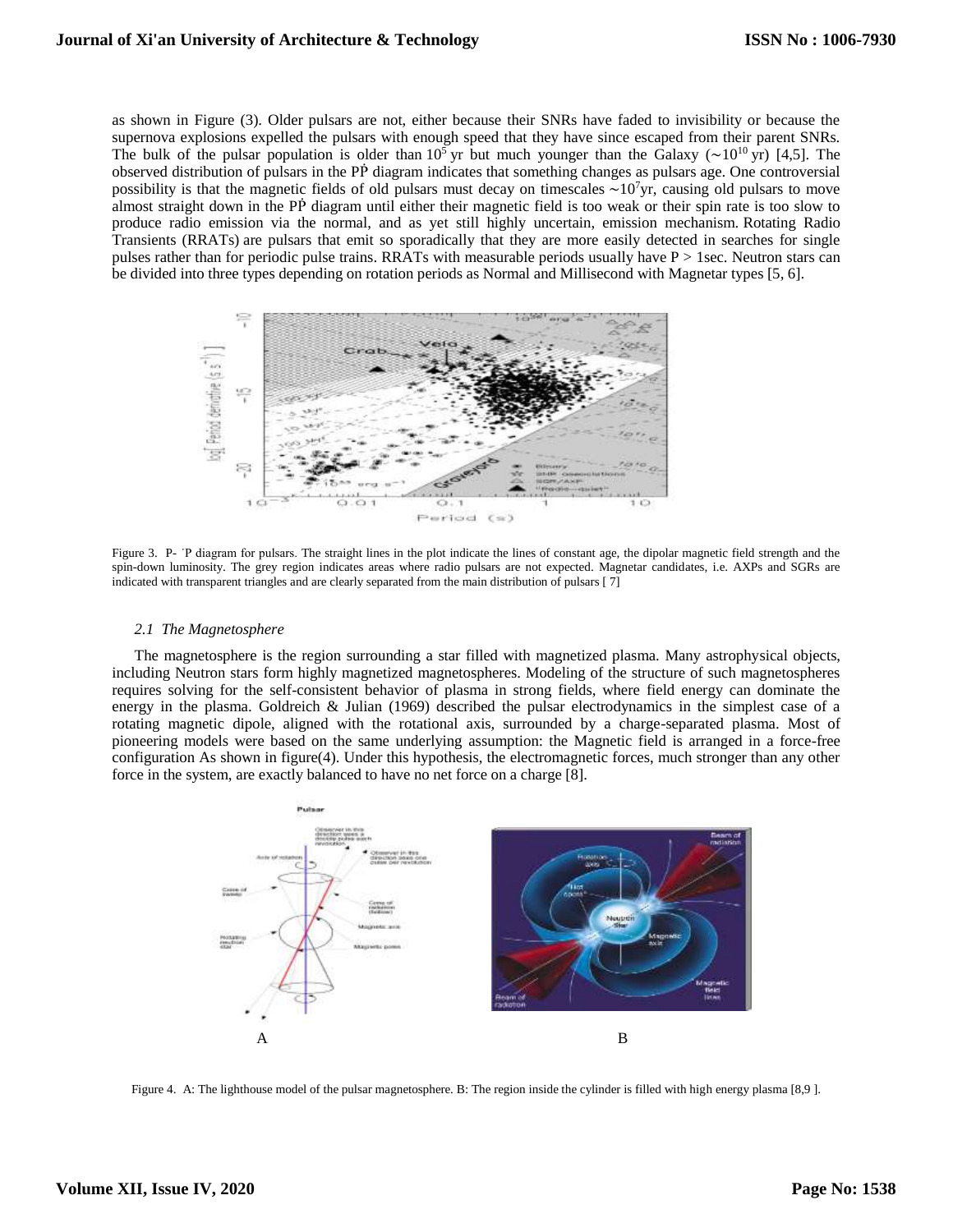as shown in Figure (3). Older pulsars are not, either because their SNRs have faded to invisibility or because the supernova explosions expelled the pulsars with enough speed that they have since escaped from their parent SNRs. The bulk of the pulsar population is older than $10^5$ yr but much younger than the Galaxy ($\sim 10^{10}$ yr) [4,5]. The observed distribution of pulsars in the $P\dot{P}$ diagram indicates that something changes as pulsars age. One controversial possibility is that the magnetic fields of old pulsars must decay on timescales $\sim 10^7$yr, causing old pulsars to move almost straight down in the $P\dot{P}$ diagram until either their magnetic field is too weak or their spin rate is too slow to produce radio emission via the normal, and as yet still highly uncertain, emission mechanism. Rotating Radio Transients (RRATs) are pulsars that emit so sporadically that they are more easily detected in searches for single pulses rather than for periodic pulse trains. RRATs with measurable periods usually have $P > 1$sec. Neutron stars can be divided into three types depending on rotation periods as Normal and Millisecond with Magnetar types [5, 6].

Figure 3. P- $\dot{P}$ diagram for pulsars. The straight lines in the plot indicate the lines of constant age, the dipolar magnetic field strength and the spin-down luminosity. The grey region indicates areas where radio pulsars are not expected. Magnetar candidates, i.e. AXPs and SGRs are indicated with transparent triangles and are clearly separated from the main distribution of pulsars [ 7]

### *2.1 The Magnetosphere*

The magnetosphere is the region surrounding a star filled with magnetized plasma. Many astrophysical objects, including Neutron stars form highly magnetized magnetospheres. Modeling of the structure of such magnetospheres requires solving for the self-consistent behavior of plasma in strong fields, where field energy can dominate the energy in the plasma. Goldreich & Julian (1969) described the pulsar electrodynamics in the simplest case of a rotating magnetic dipole, aligned with the rotational axis, surrounded by a charge-separated plasma. Most of pioneering models were based on the same underlying assumption: the Magnetic field is arranged in a force-free configuration As shown in figure(4). Under this hypothesis, the electromagnetic forces, much stronger than any other force in the system, are exactly balanced to have no net force on a charge [8].

A B

Figure 4. A: The lighthouse model of the pulsar magnetosphere. B: The region inside the cylinder is filled with high energy plasma [8,9 ].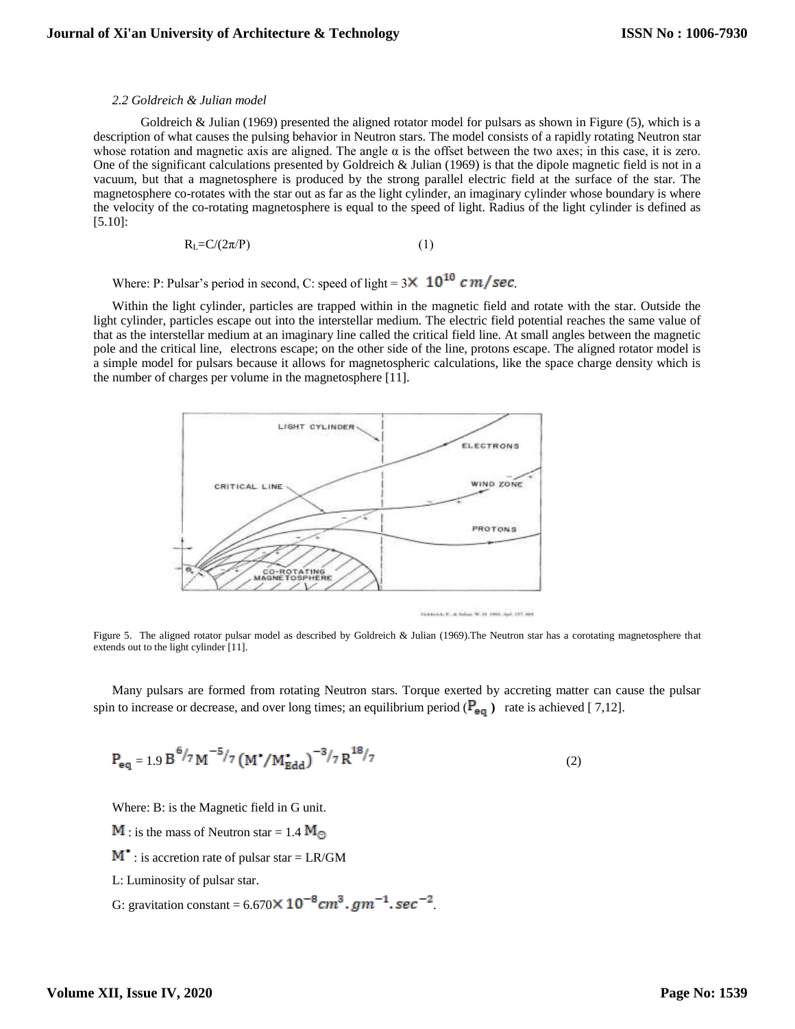*2.2 Goldreich & Julian model*

Goldreich & Julian (1969) presented the aligned rotator model for pulsars as shown in Figure (5), which is a description of what causes the pulsing behavior in Neutron stars. The model consists of a rapidly rotating Neutron star whose rotation and magnetic axis are aligned. The angle α is the offset between the two axes; in this case, it is zero. One of the significant calculations presented by Goldreich & Julian (1969) is that the dipole magnetic field is not in a vacuum, but that a magnetosphere is produced by the strong parallel electric field at the surface of the star. The magnetosphere co-rotates with the star out as far as the light cylinder, an imaginary cylinder whose boundary is where the velocity of the co-rotating magnetosphere is equal to the speed of light. Radius of the light cylinder is defined as [5.10]:

$$R_L = C/(2\pi/P) \quad (1)$$

Where: P: Pulsar's period in second, C: speed of light = $3\times 10^{10}\ cm/sec$.

Within the light cylinder, particles are trapped within in the magnetic field and rotate with the star. Outside the light cylinder, particles escape out into the interstellar medium. The electric field potential reaches the same value of that as the interstellar medium at an imaginary line called the critical field line. At small angles between the magnetic pole and the critical line, electrons escape; on the other side of the line, protons escape. The aligned rotator model is a simple model for pulsars because it allows for magnetospheric calculations, like the space charge density which is the number of charges per volume in the magnetosphere [11].

Figure 5. The aligned rotator pulsar model as described by Goldreich & Julian (1969).The Neutron star has a corotating magnetosphere that extends out to the light cylinder [11].

Many pulsars are formed from rotating Neutron stars. Torque exerted by accreting matter can cause the pulsar spin to increase or decrease, and over long times; an equilibrium period ($P_{eq}$) rate is achieved [ 7,12].

$$P_{eq} = 1.9\, B^{6/7} M^{-5/7} \left(M^{\bullet}/M^{\bullet}_{Edd}\right)^{-3/7} R^{18/7} \quad (2)$$

Where: B: is the Magnetic field in G unit.

$M$ : is the mass of Neutron star = $1.4\, M_{\odot}$

$M^{\bullet}$ : is accretion rate of pulsar star = LR/GM

L: Luminosity of pulsar star.

G: gravitation constant = $6.670\times 10^{-8} cm^3.gm^{-1}.sec^{-2}$.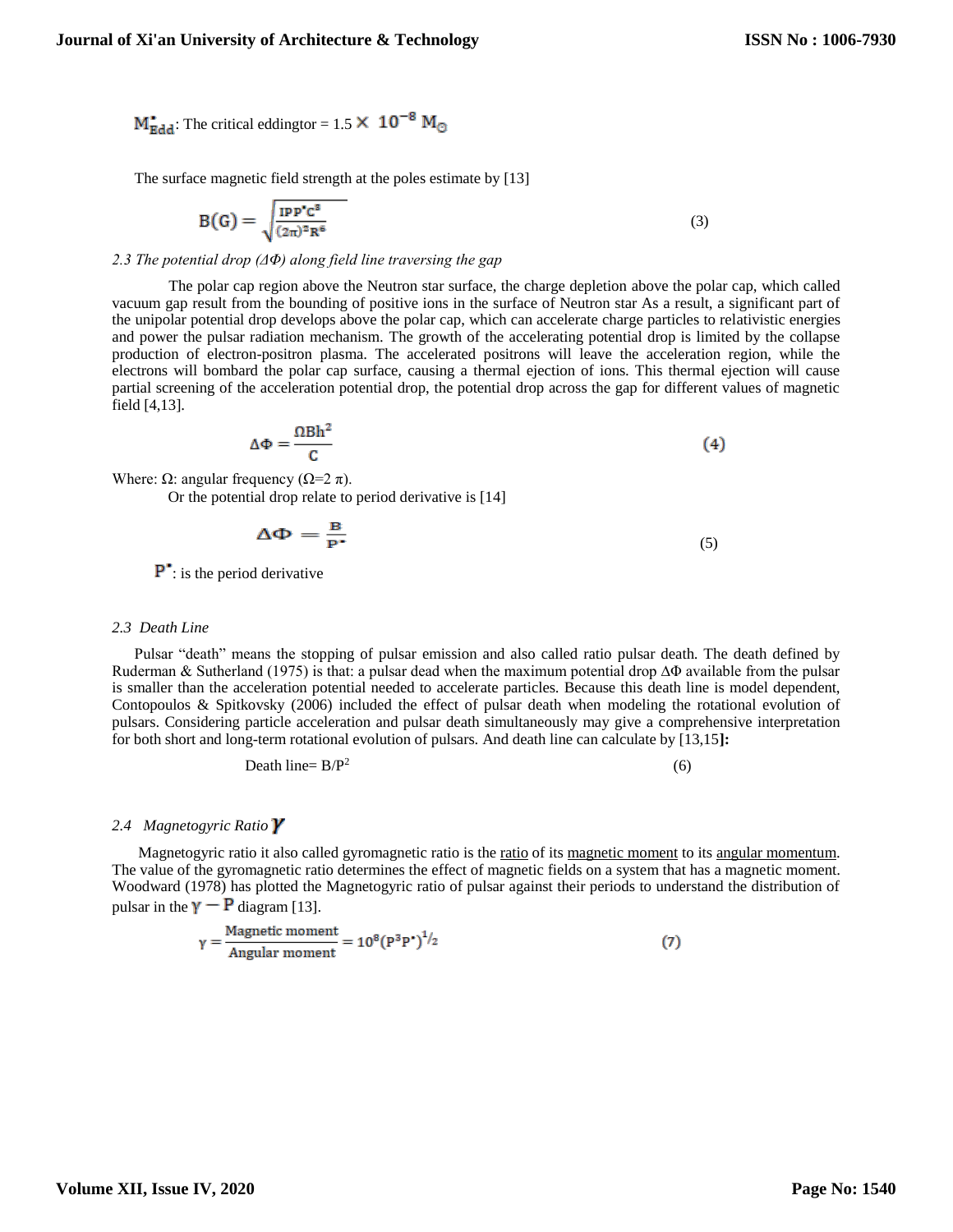$M^{\bullet}_{Edd}$: The critical eddingtor = 1.5 $\times\ 10^{-8}\ M_{\odot}$

The surface magnetic field strength at the poles estimate by [13]

$$B(G) = \sqrt{\frac{IPP^{\bullet}C^{3}}{(2\pi)^{2}R^{6}}} \tag{3}$$

*2.3 The potential drop (ΔΦ) along field line traversing the gap*

The polar cap region above the Neutron star surface, the charge depletion above the polar cap, which called vacuum gap result from the bounding of positive ions in the surface of Neutron star As a result, a significant part of the unipolar potential drop develops above the polar cap, which can accelerate charge particles to relativistic energies and power the pulsar radiation mechanism. The growth of the accelerating potential drop is limited by the collapse production of electron-positron plasma. The accelerated positrons will leave the acceleration region, while the electrons will bombard the polar cap surface, causing a thermal ejection of ions. This thermal ejection will cause partial screening of the acceleration potential drop, the potential drop across the gap for different values of magnetic field [4,13].

$$\Delta\Phi = \frac{\Omega B h^{2}}{C} \tag{4}$$

Where: Ω: angular frequency (Ω=2 π).

Or the potential drop relate to period derivative is [14]

$$\Delta\Phi = \frac{B}{P^{\bullet}} \tag{5}$$

$P^{\bullet}$: is the period derivative

*2.3 Death Line*

Pulsar "death" means the stopping of pulsar emission and also called ratio pulsar death. The death defined by Ruderman & Sutherland (1975) is that: a pulsar dead when the maximum potential drop ΔΦ available from the pulsar is smaller than the acceleration potential needed to accelerate particles. Because this death line is model dependent, Contopoulos & Spitkovsky (2006) included the effect of pulsar death when modeling the rotational evolution of pulsars. Considering particle acceleration and pulsar death simultaneously may give a comprehensive interpretation for both short and long-term rotational evolution of pulsars. And death line can calculate by [13,15]**:**

$$\text{Death line} = B/P^{2} \tag{6}$$

*2.4 Magnetogyric Ratio* $\boldsymbol{\gamma}$

Magnetogyric ratio it also called gyromagnetic ratio is the ratio of its magnetic moment to its angular momentum. The value of the gyromagnetic ratio determines the effect of magnetic fields on a system that has a magnetic moment. Woodward (1978) has plotted the Magnetogyric ratio of pulsar against their periods to understand the distribution of pulsar in the $\gamma - P$ diagram [13].

$$\gamma = \frac{\text{Magnetic moment}}{\text{Angular moment}} = 10^{8}(P^{3}P^{\bullet})^{1/2} \tag{7}$$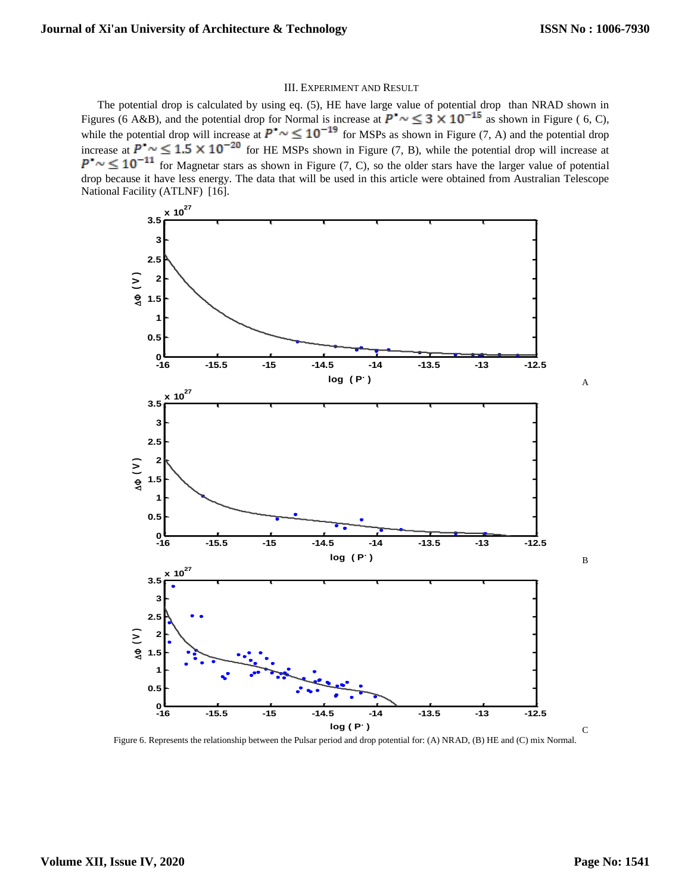## III. Experiment and Result

The potential drop is calculated by using eq. (5), HE have large value of potential drop than NRAD shown in Figures (6 A&B), and the potential drop for Normal is increase at $P^{\bullet} \sim \leq 3 \times 10^{-15}$ as shown in Figure ( 6, C), while the potential drop will increase at $P^{\bullet} \sim \leq 10^{-19}$ for MSPs as shown in Figure (7, A) and the potential drop increase at $P^{\bullet} \sim \leq 1.5 \times 10^{-20}$ for HE MSPs shown in Figure (7, B), while the potential drop will increase at $P^{\bullet} \sim \leq 10^{-11}$ for Magnetar stars as shown in Figure (7, C), so the older stars have the larger value of potential drop because it have less energy. The data that will be used in this article were obtained from Australian Telescope National Facility (ATLNF) [16].

Figure 6. Represents the relationship between the Pulsar period and drop potential for: (A) NRAD, (B) HE and (C) mix Normal.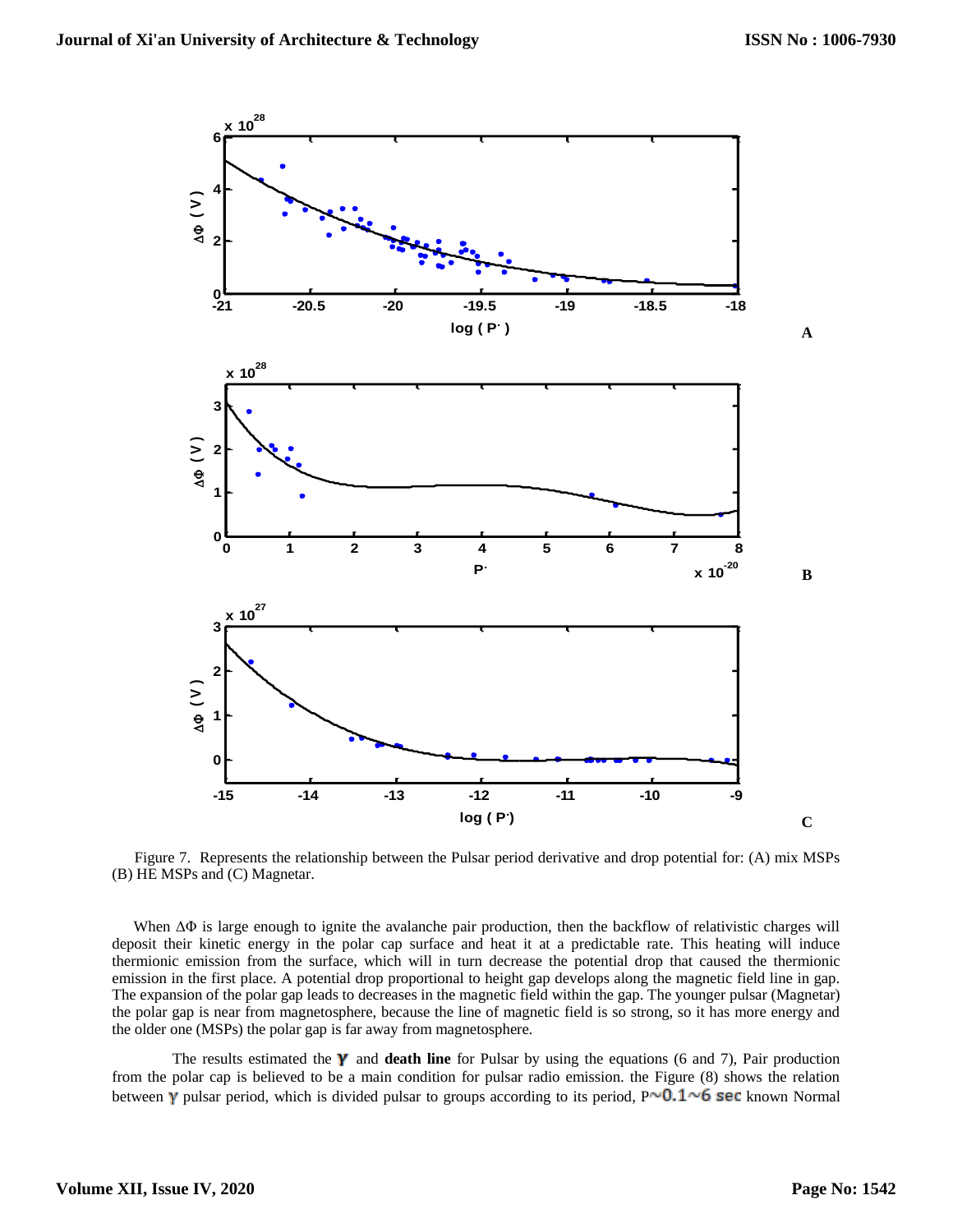Figure 7. Represents the relationship between the Pulsar period derivative and drop potential for: (A) mix MSPs (B) HE MSPs and (C) Magnetar.

When $\Delta\Phi$ is large enough to ignite the avalanche pair production, then the backflow of relativistic charges will deposit their kinetic energy in the polar cap surface and heat it at a predictable rate. This heating will induce thermionic emission from the surface, which will in turn decrease the potential drop that caused the thermionic emission in the first place. A potential drop proportional to height gap develops along the magnetic field line in gap. The expansion of the polar gap leads to decreases in the magnetic field within the gap. The younger pulsar (Magnetar) the polar gap is near from magnetosphere, because the line of magnetic field is so strong, so it has more energy and the older one (MSPs) the polar gap is far away from magnetosphere.

The results estimated the $\gamma$ and **death line** for Pulsar by using the equations (6 and 7), Pair production from the polar cap is believed to be a main condition for pulsar radio emission. the Figure (8) shows the relation between $\gamma$ pulsar period, which is divided pulsar to groups according to its period, $P \sim 0.1 \sim 6$ sec known Normal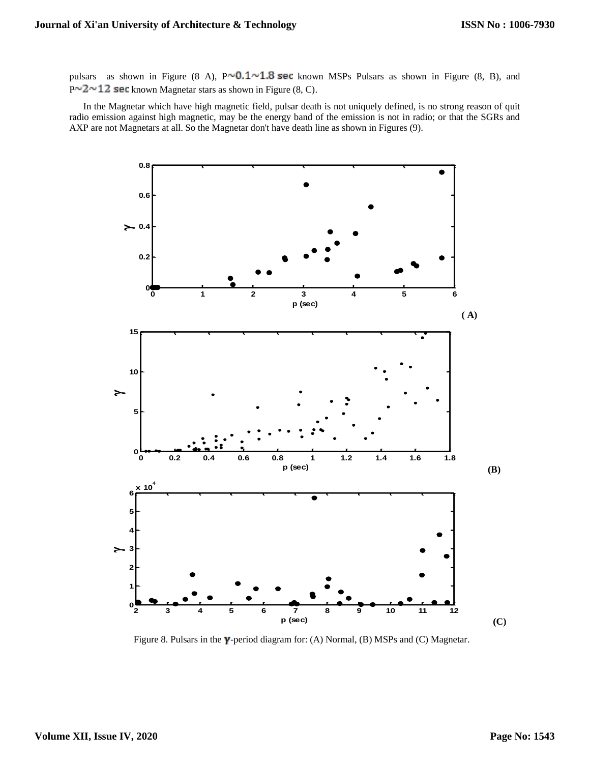pulsars as shown in Figure (8 A), P$\sim$0.1$\sim$1.8 sec known MSPs Pulsars as shown in Figure (8, B), and P$\sim$2$\sim$12 sec known Magnetar stars as shown in Figure (8, C).

In the Magnetar which have high magnetic field, pulsar death is not uniquely defined, is no strong reason of quit radio emission against high magnetic, may be the energy band of the emission is not in radio; or that the SGRs and AXP are not Magnetars at all. So the Magnetar don't have death line as shown in Figures (9).

Figure 8. Pulsars in the $\gamma$-period diagram for: (A) Normal, (B) MSPs and (C) Magnetar.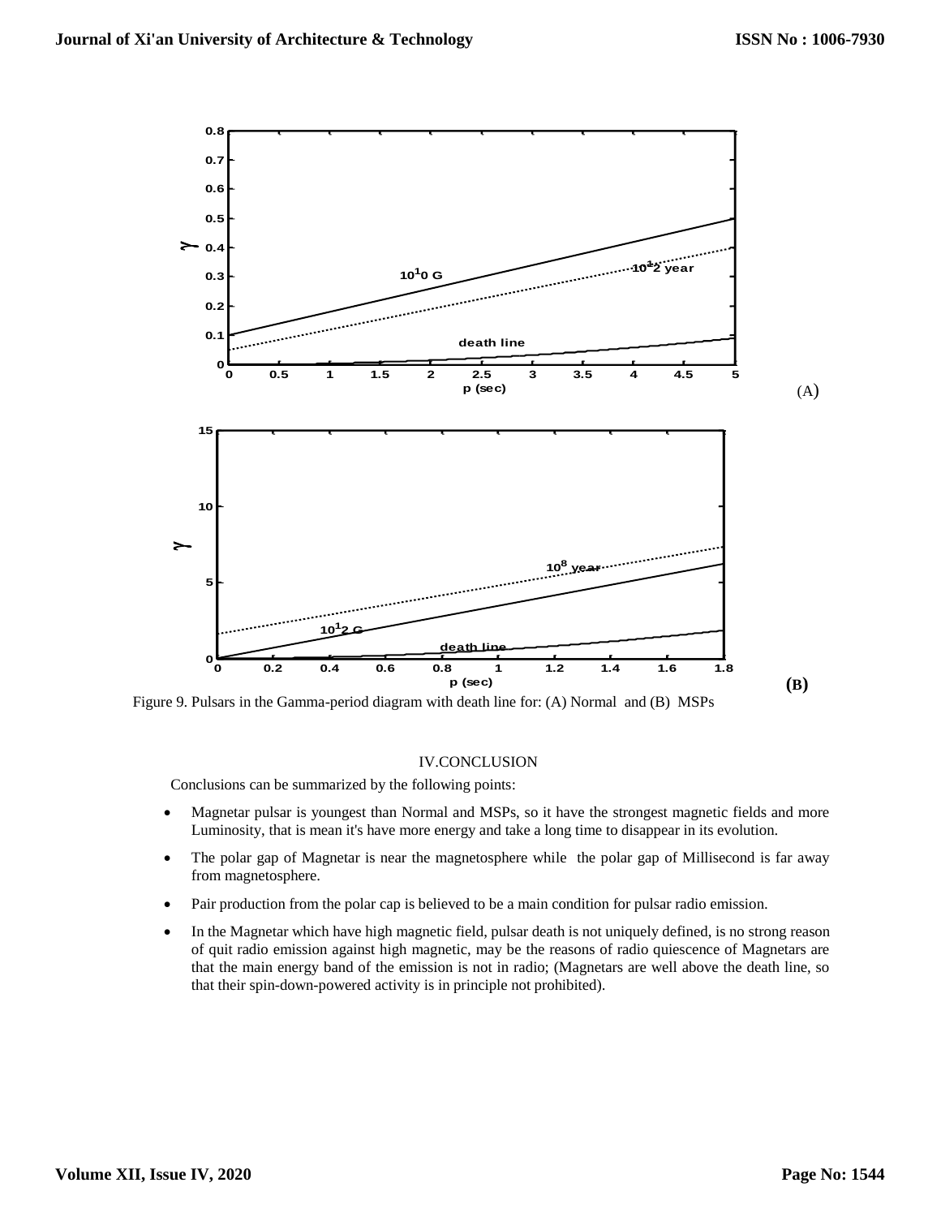Figure 9. Pulsars in the Gamma-period diagram with death line for: (A) Normal and (B) MSPs

## IV.CONCLUSION

Conclusions can be summarized by the following points:

- Magnetar pulsar is youngest than Normal and MSPs, so it have the strongest magnetic fields and more Luminosity, that is mean it's have more energy and take a long time to disappear in its evolution.
- The polar gap of Magnetar is near the magnetosphere while the polar gap of Millisecond is far away from magnetosphere.
- Pair production from the polar cap is believed to be a main condition for pulsar radio emission.
- In the Magnetar which have high magnetic field, pulsar death is not uniquely defined, is no strong reason of quit radio emission against high magnetic, may be the reasons of radio quiescence of Magnetars are that the main energy band of the emission is not in radio; (Magnetars are well above the death line, so that their spin-down-powered activity is in principle not prohibited).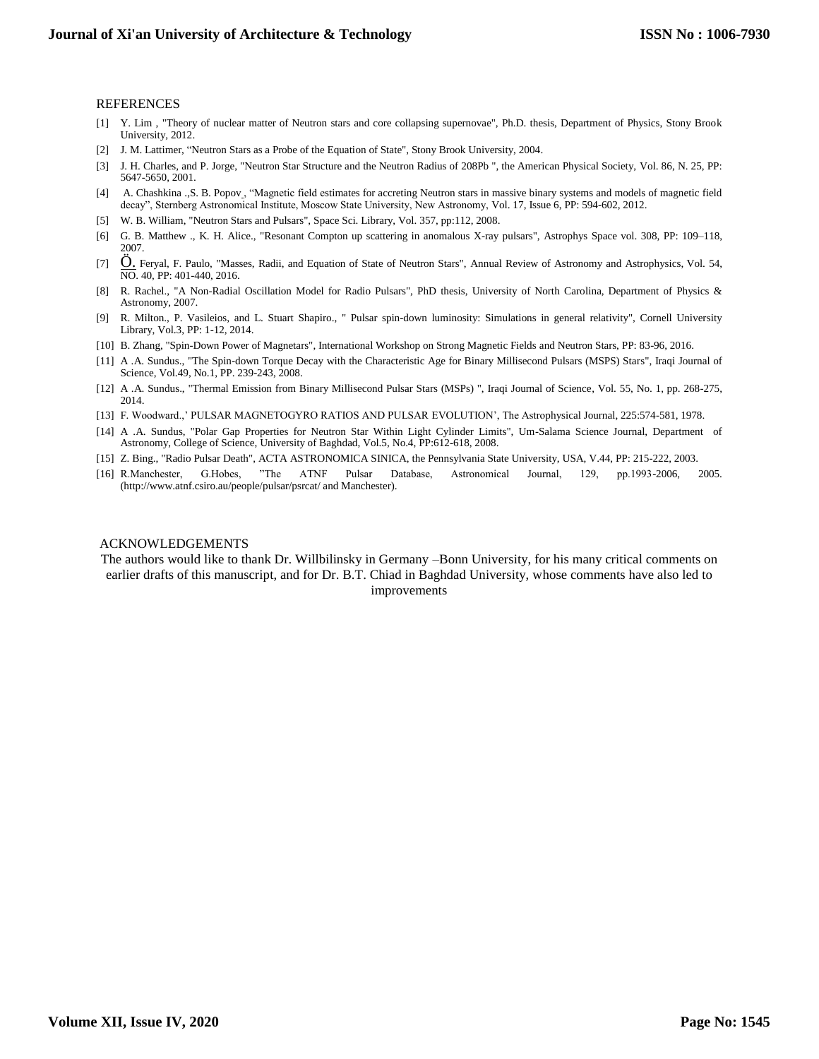## REFERENCES

[1] Y. Lim , "Theory of nuclear matter of Neutron stars and core collapsing supernovae", Ph.D. thesis, Department of Physics, Stony Brook University, 2012.

[2] J. M. Lattimer, "Neutron Stars as a Probe of the Equation of State", Stony Brook University, 2004.

[3] J. H. Charles, and P. Jorge, "Neutron Star Structure and the Neutron Radius of 208Pb ", the American Physical Society, Vol. 86, N. 25, PP: 5647-5650, 2001.

[4] A. Chashkina .,S. B. Popov¸ "Magnetic field estimates for accreting Neutron stars in massive binary systems and models of magnetic field decay", Sternberg Astronomical Institute, Moscow State University, New Astronomy, Vol. 17, Issue 6, PP: 594-602, 2012.

[5] W. B. William, "Neutron Stars and Pulsars", Space Sci. Library, Vol. 357, pp:112, 2008.

[6] G. B. Matthew ., K. H. Alice., "Resonant Compton up scattering in anomalous X-ray pulsars", Astrophys Space vol. 308, PP: 109–118, 2007.

[7] Ö. Feryal, F. Paulo, "Masses, Radii, and Equation of State of Neutron Stars", Annual Review of Astronomy and Astrophysics, Vol. 54, NO. 40, PP: 401-440, 2016.

[8] R. Rachel., "A Non-Radial Oscillation Model for Radio Pulsars", PhD thesis, University of North Carolina, Department of Physics & Astronomy, 2007.

[9] R. Milton., P. Vasileios, and L. Stuart Shapiro., " Pulsar spin-down luminosity: Simulations in general relativity", Cornell University Library, Vol.3, PP: 1-12, 2014.

[10] B. Zhang, "Spin-Down Power of Magnetars", International Workshop on Strong Magnetic Fields and Neutron Stars, PP: 83-96, 2016.

[11] A .A. Sundus., "The Spin-down Torque Decay with the Characteristic Age for Binary Millisecond Pulsars (MSPS) Stars", Iraqi Journal of Science, Vol.49, No.1, PP. 239-243, 2008.

[12] A .A. Sundus., "Thermal Emission from Binary Millisecond Pulsar Stars (MSPs) ", Iraqi Journal of Science, Vol. 55, No. 1, pp. 268-275, 2014.

[13] F. Woodward.,' PULSAR MAGNETOGYRO RATIOS AND PULSAR EVOLUTION', The Astrophysical Journal, 225:574-581, 1978.

[14] A .A. Sundus, "Polar Gap Properties for Neutron Star Within Light Cylinder Limits", Um-Salama Science Journal, Department of Astronomy, College of Science, University of Baghdad, Vol.5, No.4, PP:612-618, 2008.

[15] Z. Bing., "Radio Pulsar Death", ACTA ASTRONOMICA SINICA, the Pennsylvania State University, USA, V.44, PP: 215-222, 2003.

[16] R.Manchester, G.Hobes, "The ATNF Pulsar Database, Astronomical Journal, 129, pp.1993-2006, 2005. (http://www.atnf.csiro.au/people/pulsar/psrcat/ and Manchester).

## ACKNOWLEDGEMENTS

The authors would like to thank Dr. Willbilinsky in Germany –Bonn University, for his many critical comments on earlier drafts of this manuscript, and for Dr. B.T. Chiad in Baghdad University, whose comments have also led to improvements